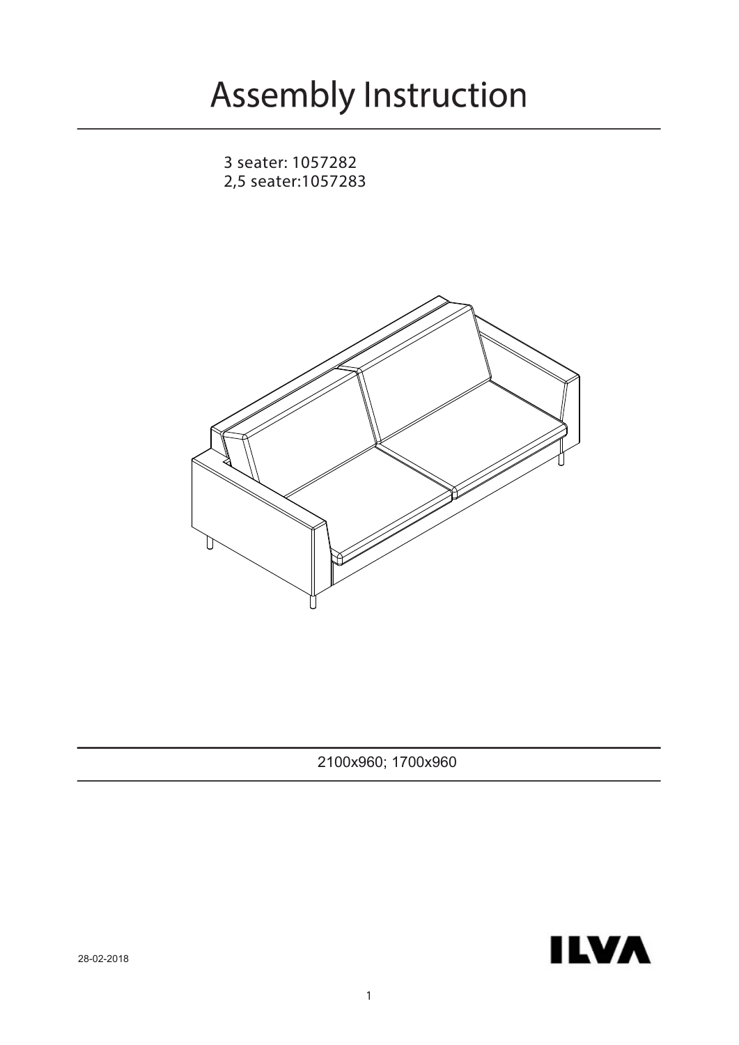# Assembly Instruction

3 seater: 1057282
2,5 seater:1057283

2100x960; 1700x960

28-02-2018

ILVA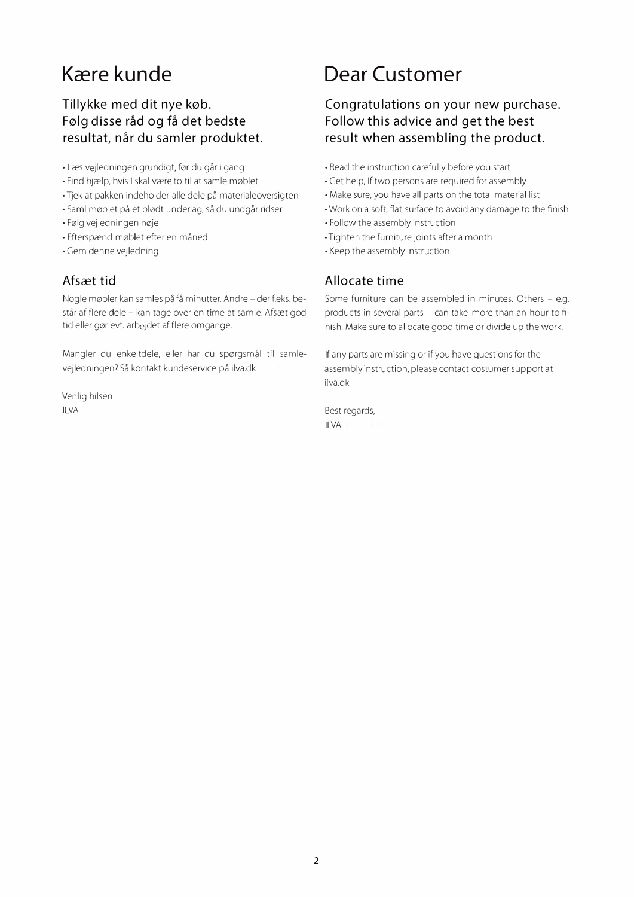# Kære kunde

## Tillykke med dit nye køb. Følg disse råd og få det bedste resultat, når du samler produktet.

- Læs vejledningen grundigt, før du går i gang
- Find hjælp, hvis I skal være to til at samle møblet
- Tjek at pakken indeholder alle dele på materialeoversigten
- Saml møblet på et blødt underlag, så du undgår ridser
- Følg vejledningen nøje
- Efterspænd møblet efter en måned
- Gem denne vejledning

### Afsæt tid

Nogle møbler kan samles på få minutter. Andre – der f.eks. består af flere dele – kan tage over en time at samle. Afsæt god tid eller gør evt. arbejdet af flere omgange.

Mangler du enkeltdele, eller har du spørgsmål til samlevejledningen? Så kontakt kundeservice på ilva.dk

Venlig hilsen
ILVA

# Dear Customer

## Congratulations on your new purchase. Follow this advice and get the best result when assembling the product.

- Read the instruction carefully before you start
- Get help, If two persons are required for assembly
- Make sure, you have all parts on the total material list
- Work on a soft, flat surface to avoid any damage to the finish
- Follow the assembly instruction
- Tighten the furniture joints after a month
- Keep the assembly instruction

### Allocate time

Some furniture can be assembled in minutes. Others – e.g. products in several parts – can take more than an hour to finish. Make sure to allocate good time or divide up the work.

If any parts are missing or if you have questions for the assembly instruction, please contact costumer support at ilva.dk

Best regards,
ILVA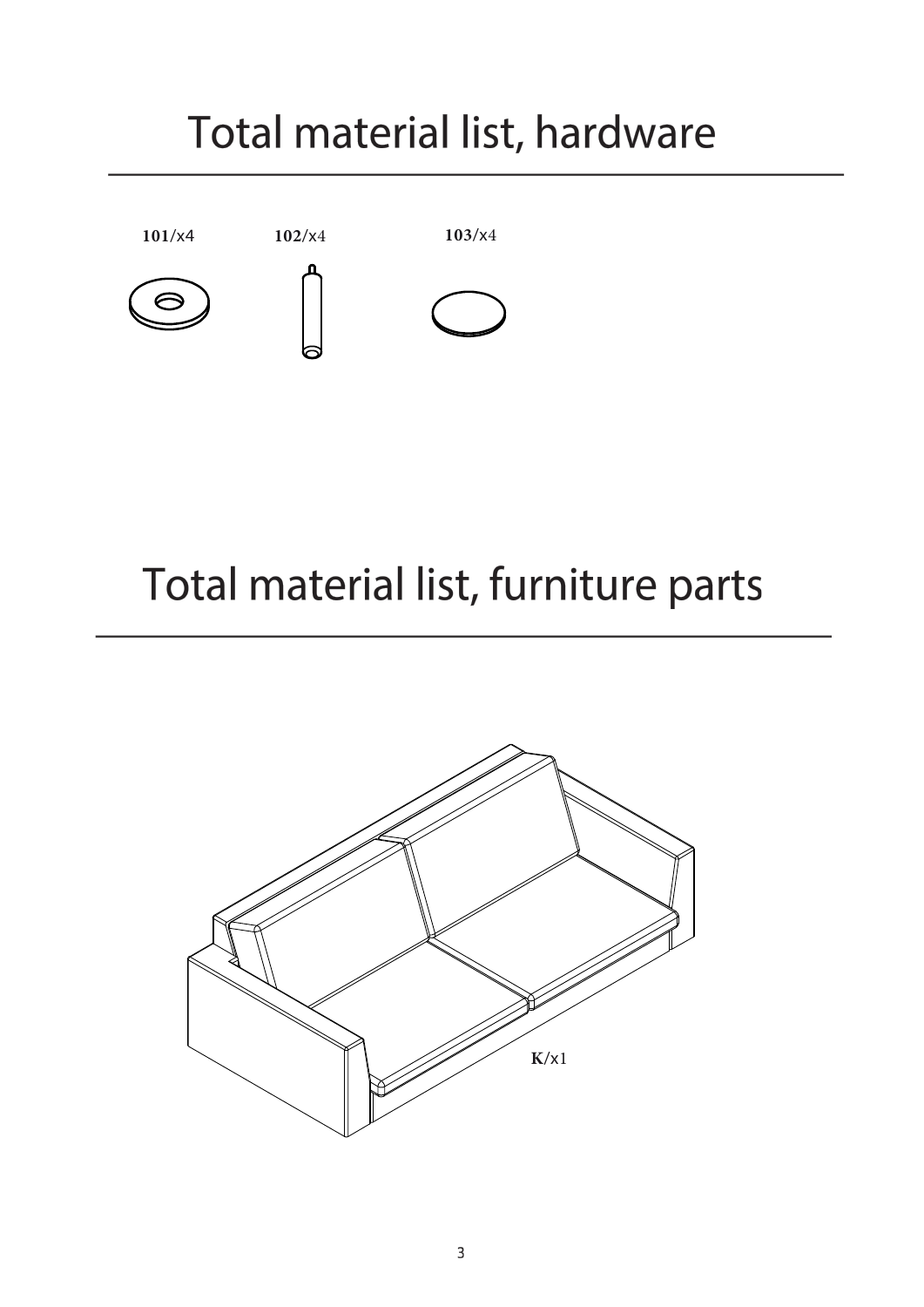# Total material list, hardware

**101**/x4

**102**/x4

**103**/x4

# Total material list, furniture parts

**K**/x1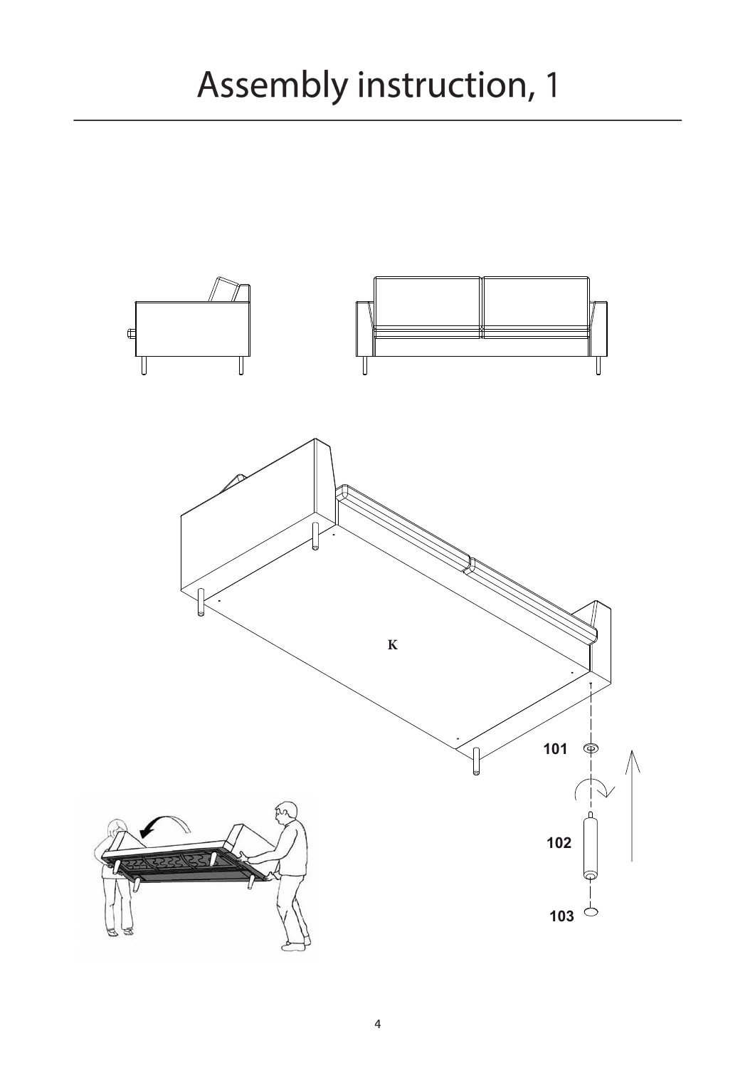# Assembly instruction, 1

K

101

102

103